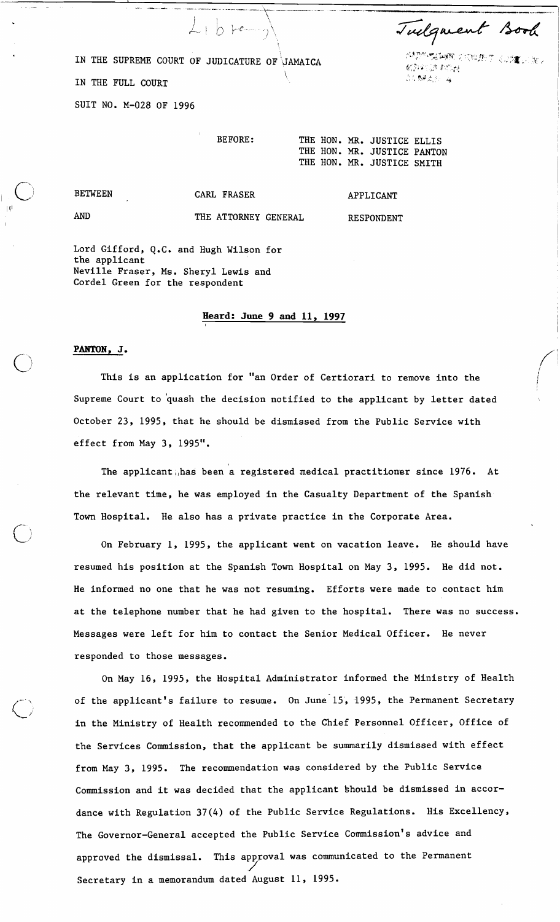Library

Judgment Book

IN THE SUPREME COURT OF JUDICATURE OF JAMAICA

IN THE FULL COURT

SUIT NO. M-028 OF 1996

BEFORE: THE HON. MR. JUSTICE ELLIS
THE HON. MR. JUSTICE PANTON
THE HON. MR. JUSTICE SMITH

| | | |
|---|---|---|
| BETWEEN | CARL FRASER | APPLICANT |
| AND | THE ATTORNEY GENERAL | RESPONDENT |

Lord Gifford, Q.C. and Hugh Wilson for the applicant
Neville Fraser, Ms. Sheryl Lewis and Cordel Green for the respondent

**Heard: June 9 and 11, 1997**

**PANTON, J.**

This is an application for "an Order of Certiorari to remove into the Supreme Court to quash the decision notified to the applicant by letter dated October 23, 1995, that he should be dismissed from the Public Service with effect from May 3, 1995".

The applicant has been a registered medical practitioner since 1976. At the relevant time, he was employed in the Casualty Department of the Spanish Town Hospital. He also has a private practice in the Corporate Area.

On February 1, 1995, the applicant went on vacation leave. He should have resumed his position at the Spanish Town Hospital on May 3, 1995. He did not. He informed no one that he was not resuming. Efforts were made to contact him at the telephone number that he had given to the hospital. There was no success. Messages were left for him to contact the Senior Medical Officer. He never responded to those messages.

On May 16, 1995, the Hospital Administrator informed the Ministry of Health of the applicant's failure to resume. On June 15, 1995, the Permanent Secretary in the Ministry of Health recommended to the Chief Personnel Officer, Office of the Services Commission, that the applicant be summarily dismissed with effect from May 3, 1995. The recommendation was considered by the Public Service Commission and it was decided that the applicant should be dismissed in accordance with Regulation 37(4) of the Public Service Regulations. His Excellency, The Governor-General accepted the Public Service Commission's advice and approved the dismissal. This approval was communicated to the Permanent Secretary in a memorandum dated August 11, 1995.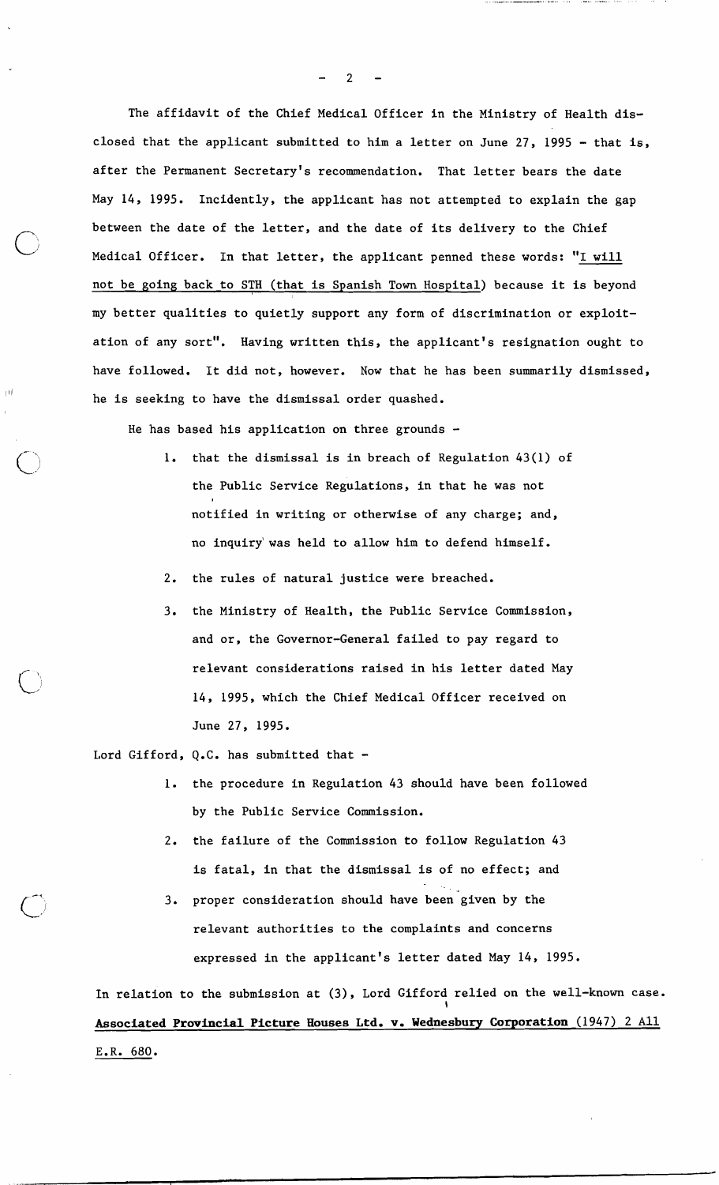The affidavit of the Chief Medical Officer in the Ministry of Health disclosed that the applicant submitted to him a letter on June 27, 1995 - that is, after the Permanent Secretary's recommendation. That letter bears the date May 14, 1995. Incidentally, the applicant has not attempted to explain the gap between the date of the letter, and the date of its delivery to the Chief Medical Officer. In that letter, the applicant penned these words: "I will not be going back to STH (that is Spanish Town Hospital) because it is beyond my better qualities to quietly support any form of discrimination or exploitation of any sort". Having written this, the applicant's resignation ought to have followed. It did not, however. Now that he has been summarily dismissed, he is seeking to have the dismissal order quashed.

He has based his application on three grounds -

1. that the dismissal is in breach of Regulation 43(1) of the Public Service Regulations, in that he was not notified in writing or otherwise of any charge; and, no inquiry was held to allow him to defend himself.
2. the rules of natural justice were breached.
3. the Ministry of Health, the Public Service Commission, and or, the Governor-General failed to pay regard to relevant considerations raised in his letter dated May 14, 1995, which the Chief Medical Officer received on June 27, 1995.

Lord Gifford, Q.C. has submitted that -

1. the procedure in Regulation 43 should have been followed by the Public Service Commission.
2. the failure of the Commission to follow Regulation 43 is fatal, in that the dismissal is of no effect; and
3. proper consideration should have been given by the relevant authorities to the complaints and concerns expressed in the applicant's letter dated May 14, 1995.

In relation to the submission at (3), Lord Gifford relied on the well-known case. **Associated Provincial Picture Houses Ltd. v. Wednesbury Corporation** (1947) 2 All E.R. 680.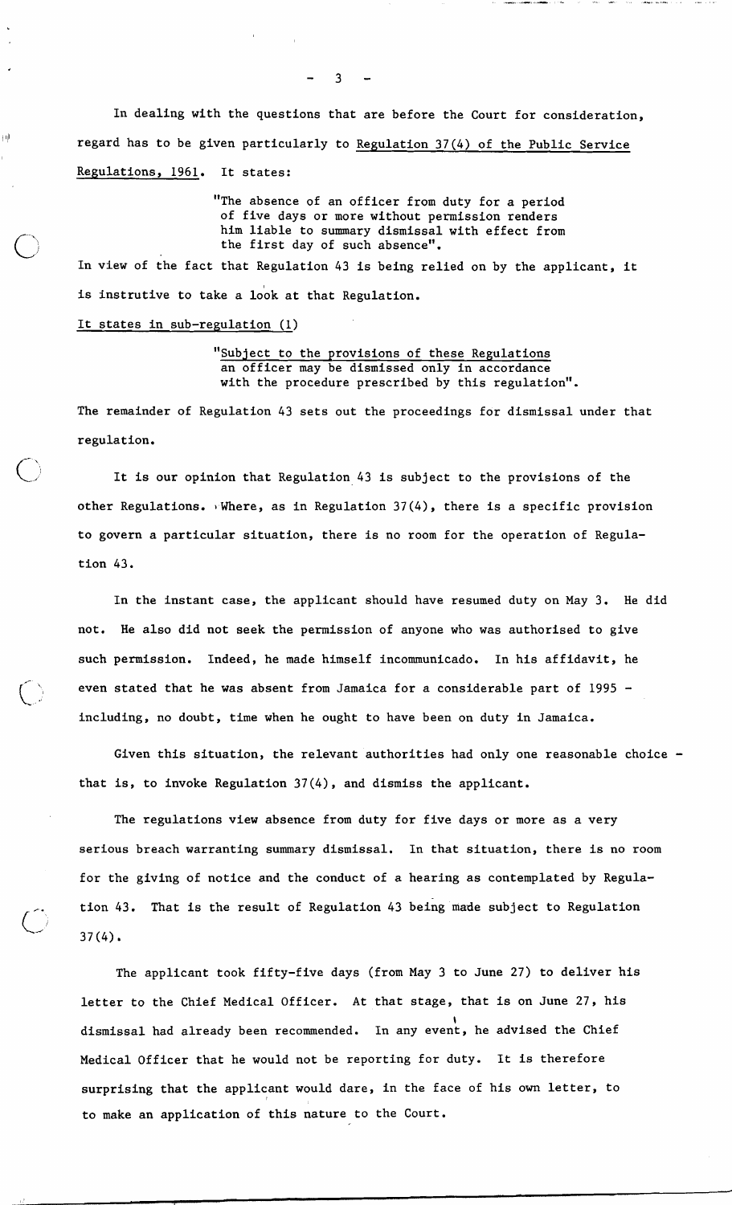In dealing with the questions that are before the Court for consideration, regard has to be given particularly to Regulation 37(4) of the Public Service Regulations, 1961. It states:

> "The absence of an officer from duty for a period of five days or more without permission renders him liable to summary dismissal with effect from the first day of such absence".

In view of the fact that Regulation 43 is being relied on by the applicant, it is instrutive to take a look at that Regulation.

It states in sub-regulation (1)

> "Subject to the provisions of these Regulations an officer may be dismissed only in accordance with the procedure prescribed by this regulation".

The remainder of Regulation 43 sets out the proceedings for dismissal under that regulation.

It is our opinion that Regulation 43 is subject to the provisions of the other Regulations. Where, as in Regulation 37(4), there is a specific provision to govern a particular situation, there is no room for the operation of Regulation 43.

In the instant case, the applicant should have resumed duty on May 3. He did not. He also did not seek the permission of anyone who was authorised to give such permission. Indeed, he made himself incommunicado. In his affidavit, he even stated that he was absent from Jamaica for a considerable part of 1995 - including, no doubt, time when he ought to have been on duty in Jamaica.

Given this situation, the relevant authorities had only one reasonable choice - that is, to invoke Regulation 37(4), and dismiss the applicant.

The regulations view absence from duty for five days or more as a very serious breach warranting summary dismissal. In that situation, there is no room for the giving of notice and the conduct of a hearing as contemplated by Regulation 43. That is the result of Regulation 43 being made subject to Regulation 37(4).

The applicant took fifty-five days (from May 3 to June 27) to deliver his letter to the Chief Medical Officer. At that stage, that is on June 27, his dismissal had already been recommended. In any event, he advised the Chief Medical Officer that he would not be reporting for duty. It is therefore surprising that the applicant would dare, in the face of his own letter, to to make an application of this nature to the Court.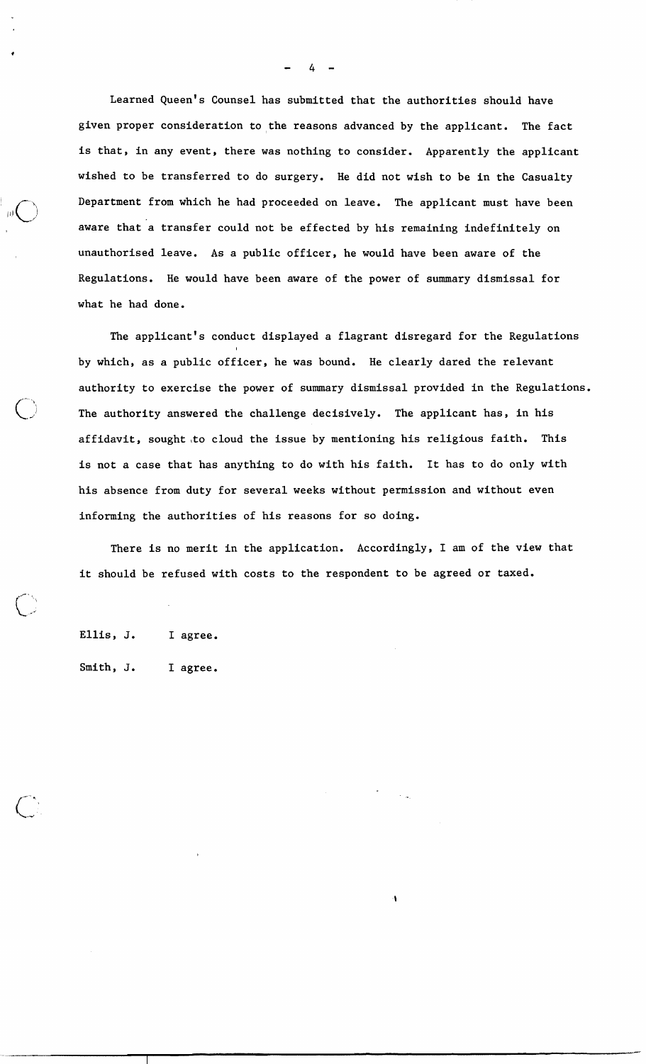Learned Queen's Counsel has submitted that the authorities should have given proper consideration to the reasons advanced by the applicant. The fact is that, in any event, there was nothing to consider. Apparently the applicant wished to be transferred to do surgery. He did not wish to be in the Casualty Department from which he had proceeded on leave. The applicant must have been aware that a transfer could not be effected by his remaining indefinitely on unauthorised leave. As a public officer, he would have been aware of the Regulations. He would have been aware of the power of summary dismissal for what he had done.

The applicant's conduct displayed a flagrant disregard for the Regulations by which, as a public officer, he was bound. He clearly dared the relevant authority to exercise the power of summary dismissal provided in the Regulations. The authority answered the challenge decisively. The applicant has, in his affidavit, sought to cloud the issue by mentioning his religious faith. This is not a case that has anything to do with his faith. It has to do only with his absence from duty for several weeks without permission and without even informing the authorities of his reasons for so doing.

There is no merit in the application. Accordingly, I am of the view that it should be refused with costs to the respondent to be agreed or taxed.

Ellis, J. I agree.

Smith, J. I agree.